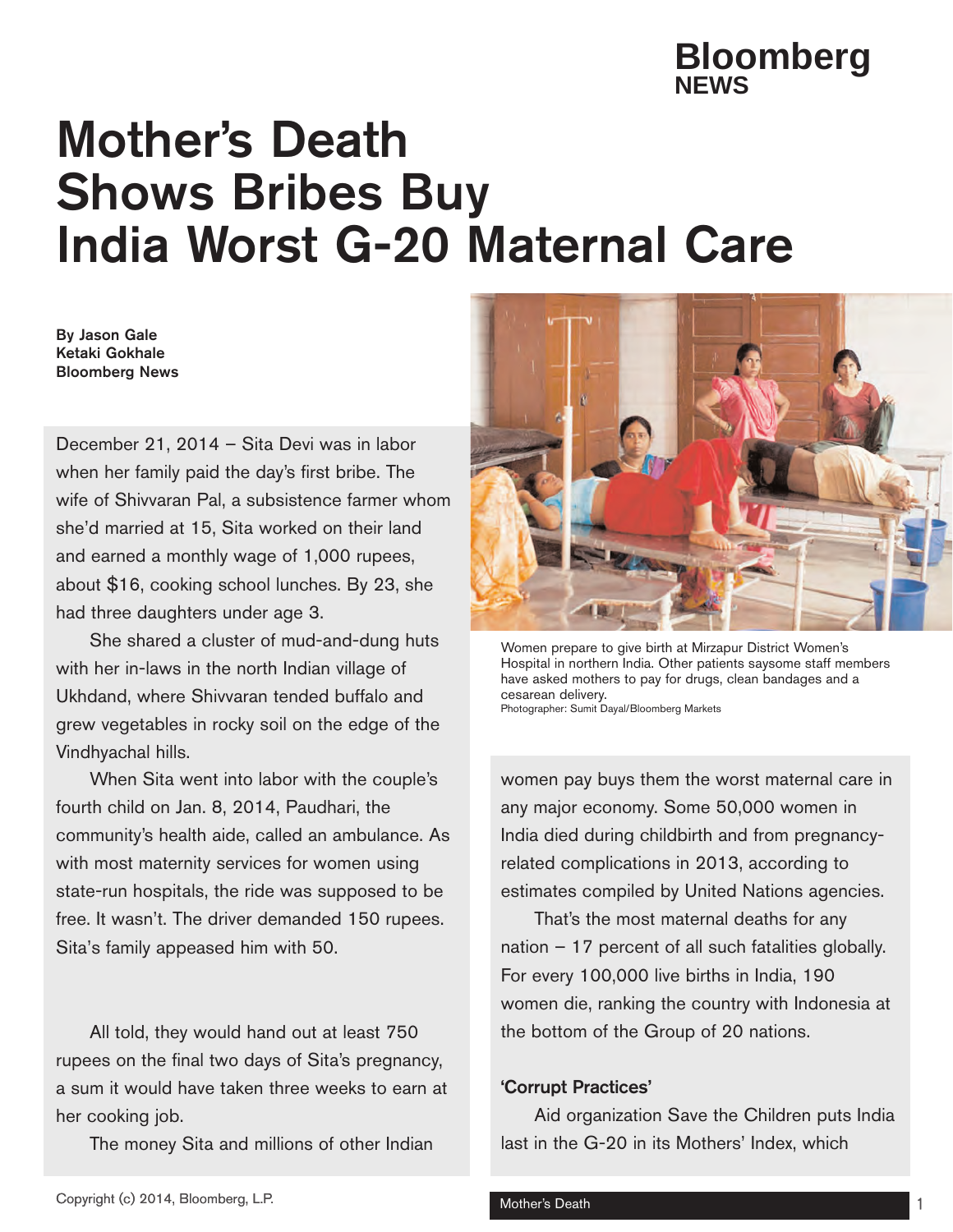# Mother's Death Shows Bribes Buy India Worst G-20 Maternal Care

**By Jason Gale**
**Ketaki Gokhale**
**Bloomberg News**

December 21, 2014 – Sita Devi was in labor when her family paid the day's first bribe. The wife of Shivvaran Pal, a subsistence farmer whom she'd married at 15, Sita worked on their land and earned a monthly wage of 1,000 rupees, about $16, cooking school lunches. By 23, she had three daughters under age 3.

She shared a cluster of mud-and-dung huts with her in-laws in the north Indian village of Ukhdand, where Shivvaran tended buffalo and grew vegetables in rocky soil on the edge of the Vindhyachal hills.

When Sita went into labor with the couple's fourth child on Jan. 8, 2014, Paudhari, the community's health aide, called an ambulance. As with most maternity services for women using state-run hospitals, the ride was supposed to be free. It wasn't. The driver demanded 150 rupees. Sita's family appeased him with 50.

All told, they would hand out at least 750 rupees on the final two days of Sita's pregnancy, a sum it would have taken three weeks to earn at her cooking job.

The money Sita and millions of other Indian women pay buys them the worst maternal care in any major economy. Some 50,000 women in India died during childbirth and from pregnancy-related complications in 2013, according to estimates compiled by United Nations agencies.

Women prepare to give birth at Mirzapur District Women's Hospital in northern India. Other patients saysome staff members have asked mothers to pay for drugs, clean bandages and a cesarean delivery.
Photographer: Sumit Dayal/Bloomberg Markets

That's the most maternal deaths for any nation – 17 percent of all such fatalities globally. For every 100,000 live births in India, 190 women die, ranking the country with Indonesia at the bottom of the Group of 20 nations.

## 'Corrupt Practices'

Aid organization Save the Children puts India last in the G-20 in its Mothers' Index, which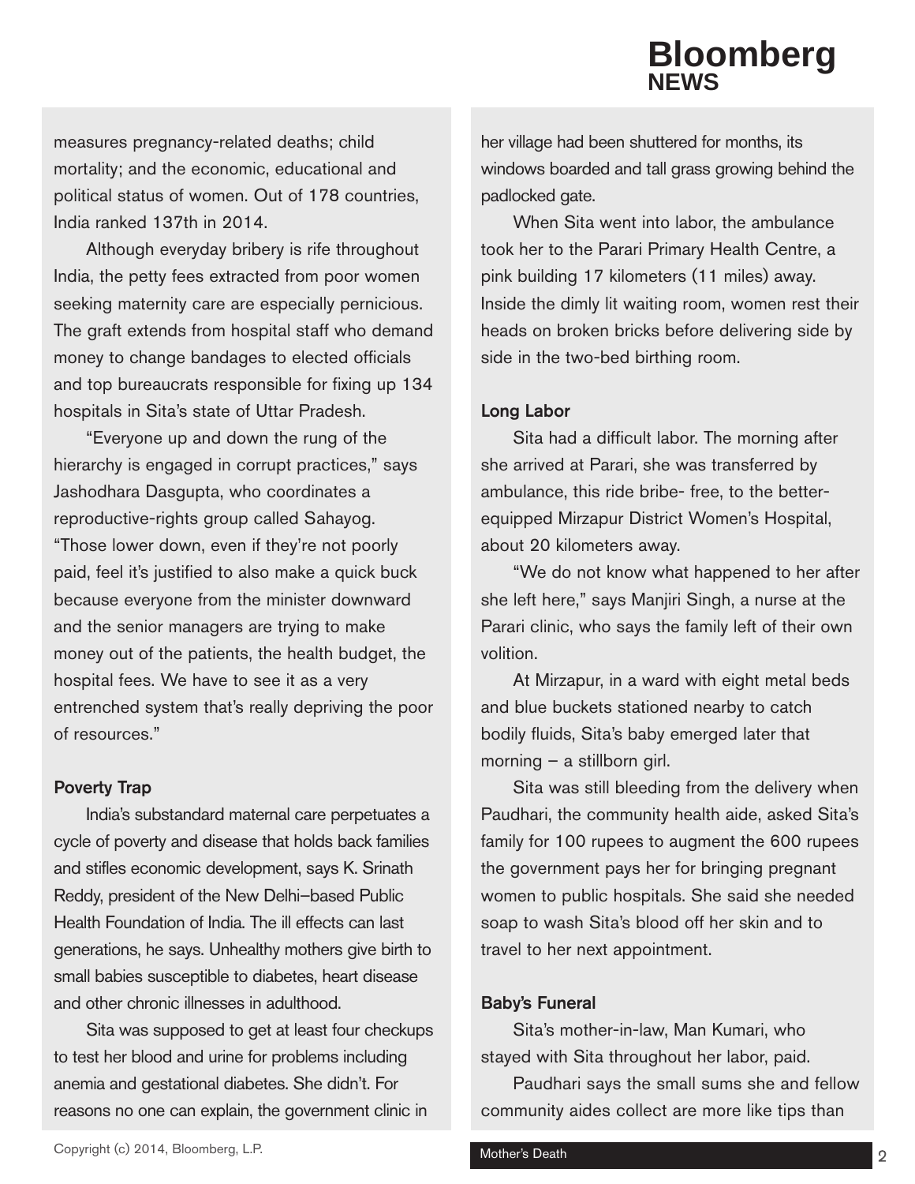measures pregnancy-related deaths; child mortality; and the economic, educational and political status of women. Out of 178 countries, India ranked 137th in 2014.

Although everyday bribery is rife throughout India, the petty fees extracted from poor women seeking maternity care are especially pernicious. The graft extends from hospital staff who demand money to change bandages to elected officials and top bureaucrats responsible for fixing up 134 hospitals in Sita's state of Uttar Pradesh.

"Everyone up and down the rung of the hierarchy is engaged in corrupt practices," says Jashodhara Dasgupta, who coordinates a reproductive-rights group called Sahayog. "Those lower down, even if they're not poorly paid, feel it's justified to also make a quick buck because everyone from the minister downward and the senior managers are trying to make money out of the patients, the health budget, the hospital fees. We have to see it as a very entrenched system that's really depriving the poor of resources."

### Poverty Trap

India's substandard maternal care perpetuates a cycle of poverty and disease that holds back families and stifles economic development, says K. Srinath Reddy, president of the New Delhi–based Public Health Foundation of India. The ill effects can last generations, he says. Unhealthy mothers give birth to small babies susceptible to diabetes, heart disease and other chronic illnesses in adulthood.

Sita was supposed to get at least four checkups to test her blood and urine for problems including anemia and gestational diabetes. She didn't. For reasons no one can explain, the government clinic in her village had been shuttered for months, its windows boarded and tall grass growing behind the padlocked gate.

When Sita went into labor, the ambulance took her to the Parari Primary Health Centre, a pink building 17 kilometers (11 miles) away. Inside the dimly lit waiting room, women rest their heads on broken bricks before delivering side by side in the two-bed birthing room.

### Long Labor

Sita had a difficult labor. The morning after she arrived at Parari, she was transferred by ambulance, this ride bribe- free, to the better-equipped Mirzapur District Women's Hospital, about 20 kilometers away.

"We do not know what happened to her after she left here," says Manjiri Singh, a nurse at the Parari clinic, who says the family left of their own volition.

At Mirzapur, in a ward with eight metal beds and blue buckets stationed nearby to catch bodily fluids, Sita's baby emerged later that morning – a stillborn girl.

Sita was still bleeding from the delivery when Paudhari, the community health aide, asked Sita's family for 100 rupees to augment the 600 rupees the government pays her for bringing pregnant women to public hospitals. She said she needed soap to wash Sita's blood off her skin and to travel to her next appointment.

### Baby's Funeral

Sita's mother-in-law, Man Kumari, who stayed with Sita throughout her labor, paid.

Paudhari says the small sums she and fellow community aides collect are more like tips than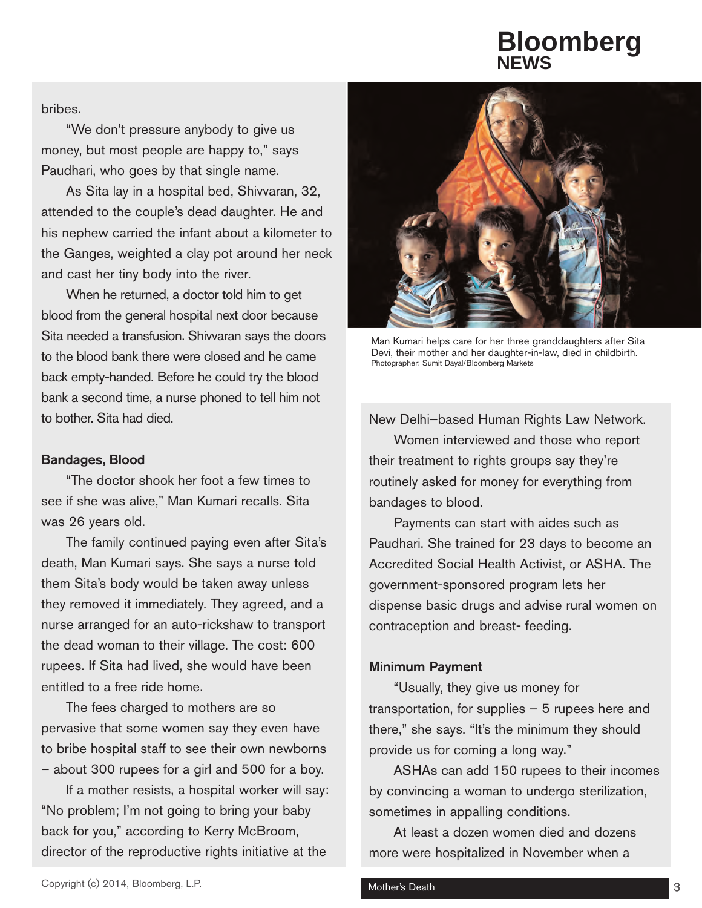bribes.

"We don't pressure anybody to give us money, but most people are happy to," says Paudhari, who goes by that single name.

As Sita lay in a hospital bed, Shivvaran, 32, attended to the couple's dead daughter. He and his nephew carried the infant about a kilometer to the Ganges, weighted a clay pot around her neck and cast her tiny body into the river.

When he returned, a doctor told him to get blood from the general hospital next door because Sita needed a transfusion. Shivvaran says the doors to the blood bank there were closed and he came back empty-handed. Before he could try the blood bank a second time, a nurse phoned to tell him not to bother. Sita had died.

### Bandages, Blood

"The doctor shook her foot a few times to see if she was alive," Man Kumari recalls. Sita was 26 years old.

The family continued paying even after Sita's death, Man Kumari says. She says a nurse told them Sita's body would be taken away unless they removed it immediately. They agreed, and a nurse arranged for an auto-rickshaw to transport the dead woman to their village. The cost: 600 rupees. If Sita had lived, she would have been entitled to a free ride home.

The fees charged to mothers are so pervasive that some women say they even have to bribe hospital staff to see their own newborns – about 300 rupees for a girl and 500 for a boy.

If a mother resists, a hospital worker will say: "No problem; I'm not going to bring your baby back for you," according to Kerry McBroom, director of the reproductive rights initiative at the New Delhi–based Human Rights Law Network.

Man Kumari helps care for her three granddaughters after Sita Devi, their mother and her daughter-in-law, died in childbirth.
Photographer: Sumit Dayal/Bloomberg Markets

Women interviewed and those who report their treatment to rights groups say they're routinely asked for money for everything from bandages to blood.

Payments can start with aides such as Paudhari. She trained for 23 days to become an Accredited Social Health Activist, or ASHA. The government-sponsored program lets her dispense basic drugs and advise rural women on contraception and breast- feeding.

### Minimum Payment

"Usually, they give us money for transportation, for supplies – 5 rupees here and there," she says. "It's the minimum they should provide us for coming a long way."

ASHAs can add 150 rupees to their incomes by convincing a woman to undergo sterilization, sometimes in appalling conditions.

At least a dozen women died and dozens more were hospitalized in November when a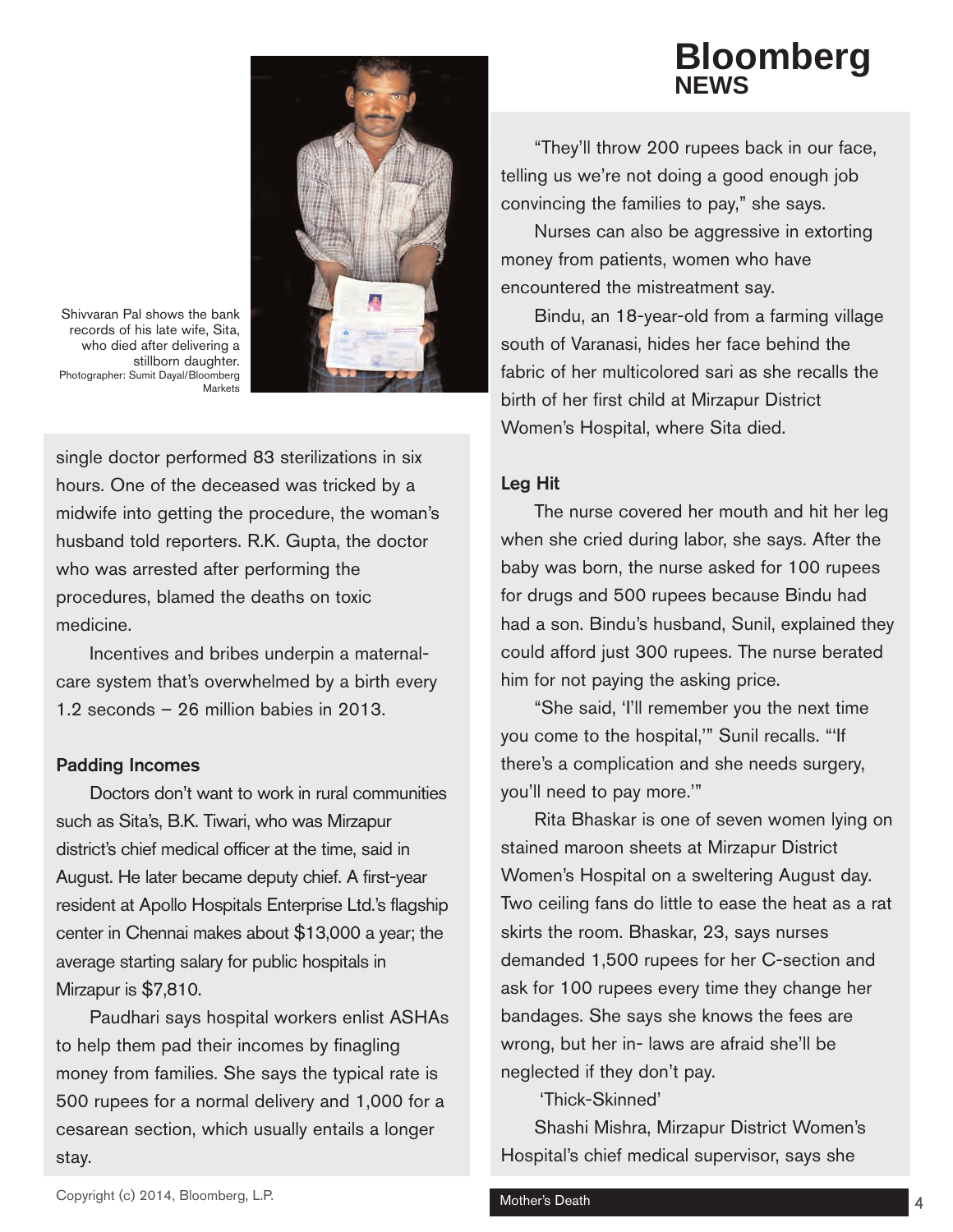Shivvaran Pal shows the bank records of his late wife, Sita, who died after delivering a stillborn daughter.
Photographer: Sumit Dayal/Bloomberg Markets

single doctor performed 83 sterilizations in six hours. One of the deceased was tricked by a midwife into getting the procedure, the woman's husband told reporters. R.K. Gupta, the doctor who was arrested after performing the procedures, blamed the deaths on toxic medicine.

Incentives and bribes underpin a maternal-care system that's overwhelmed by a birth every 1.2 seconds – 26 million babies in 2013.

### Padding Incomes

Doctors don't want to work in rural communities such as Sita's, B.K. Tiwari, who was Mirzapur district's chief medical officer at the time, said in August. He later became deputy chief. A first-year resident at Apollo Hospitals Enterprise Ltd.'s flagship center in Chennai makes about $13,000 a year; the average starting salary for public hospitals in Mirzapur is $7,810.

Paudhari says hospital workers enlist ASHAs to help them pad their incomes by finagling money from families. She says the typical rate is 500 rupees for a normal delivery and 1,000 for a cesarean section, which usually entails a longer stay.

"They'll throw 200 rupees back in our face, telling us we're not doing a good enough job convincing the families to pay," she says.

Nurses can also be aggressive in extorting money from patients, women who have encountered the mistreatment say.

Bindu, an 18-year-old from a farming village south of Varanasi, hides her face behind the fabric of her multicolored sari as she recalls the birth of her first child at Mirzapur District Women's Hospital, where Sita died.

### Leg Hit

The nurse covered her mouth and hit her leg when she cried during labor, she says. After the baby was born, the nurse asked for 100 rupees for drugs and 500 rupees because Bindu had had a son. Bindu's husband, Sunil, explained they could afford just 300 rupees. The nurse berated him for not paying the asking price.

"She said, 'I'll remember you the next time you come to the hospital,'" Sunil recalls. "'If there's a complication and she needs surgery, you'll need to pay more.'"

Rita Bhaskar is one of seven women lying on stained maroon sheets at Mirzapur District Women's Hospital on a sweltering August day. Two ceiling fans do little to ease the heat as a rat skirts the room. Bhaskar, 23, says nurses demanded 1,500 rupees for her C-section and ask for 100 rupees every time they change her bandages. She says she knows the fees are wrong, but her in- laws are afraid she'll be neglected if they don't pay.

### 'Thick-Skinned'

Shashi Mishra, Mirzapur District Women's Hospital's chief medical supervisor, says she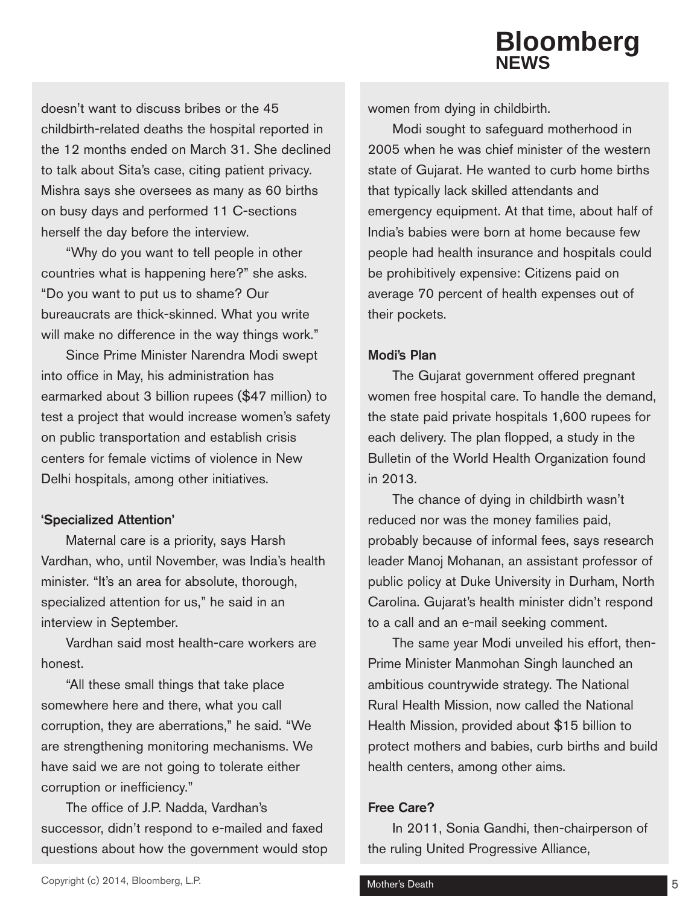doesn't want to discuss bribes or the 45 childbirth-related deaths the hospital reported in the 12 months ended on March 31. She declined to talk about Sita's case, citing patient privacy. Mishra says she oversees as many as 60 births on busy days and performed 11 C-sections herself the day before the interview.

"Why do you want to tell people in other countries what is happening here?" she asks. "Do you want to put us to shame? Our bureaucrats are thick-skinned. What you write will make no difference in the way things work."

Since Prime Minister Narendra Modi swept into office in May, his administration has earmarked about 3 billion rupees ($47 million) to test a project that would increase women's safety on public transportation and establish crisis centers for female victims of violence in New Delhi hospitals, among other initiatives.

### 'Specialized Attention'

Maternal care is a priority, says Harsh Vardhan, who, until November, was India's health minister. "It's an area for absolute, thorough, specialized attention for us," he said in an interview in September.

Vardhan said most health-care workers are honest.

"All these small things that take place somewhere here and there, what you call corruption, they are aberrations," he said. "We are strengthening monitoring mechanisms. We have said we are not going to tolerate either corruption or inefficiency."

The office of J.P. Nadda, Vardhan's successor, didn't respond to e-mailed and faxed questions about how the government would stop women from dying in childbirth.

Modi sought to safeguard motherhood in 2005 when he was chief minister of the western state of Gujarat. He wanted to curb home births that typically lack skilled attendants and emergency equipment. At that time, about half of India's babies were born at home because few people had health insurance and hospitals could be prohibitively expensive: Citizens paid on average 70 percent of health expenses out of their pockets.

### Modi's Plan

The Gujarat government offered pregnant women free hospital care. To handle the demand, the state paid private hospitals 1,600 rupees for each delivery. The plan flopped, a study in the Bulletin of the World Health Organization found in 2013.

The chance of dying in childbirth wasn't reduced nor was the money families paid, probably because of informal fees, says research leader Manoj Mohanan, an assistant professor of public policy at Duke University in Durham, North Carolina. Gujarat's health minister didn't respond to a call and an e-mail seeking comment.

The same year Modi unveiled his effort, then-Prime Minister Manmohan Singh launched an ambitious countrywide strategy. The National Rural Health Mission, now called the National Health Mission, provided about $15 billion to protect mothers and babies, curb births and build health centers, among other aims.

### Free Care?

In 2011, Sonia Gandhi, then-chairperson of the ruling United Progressive Alliance,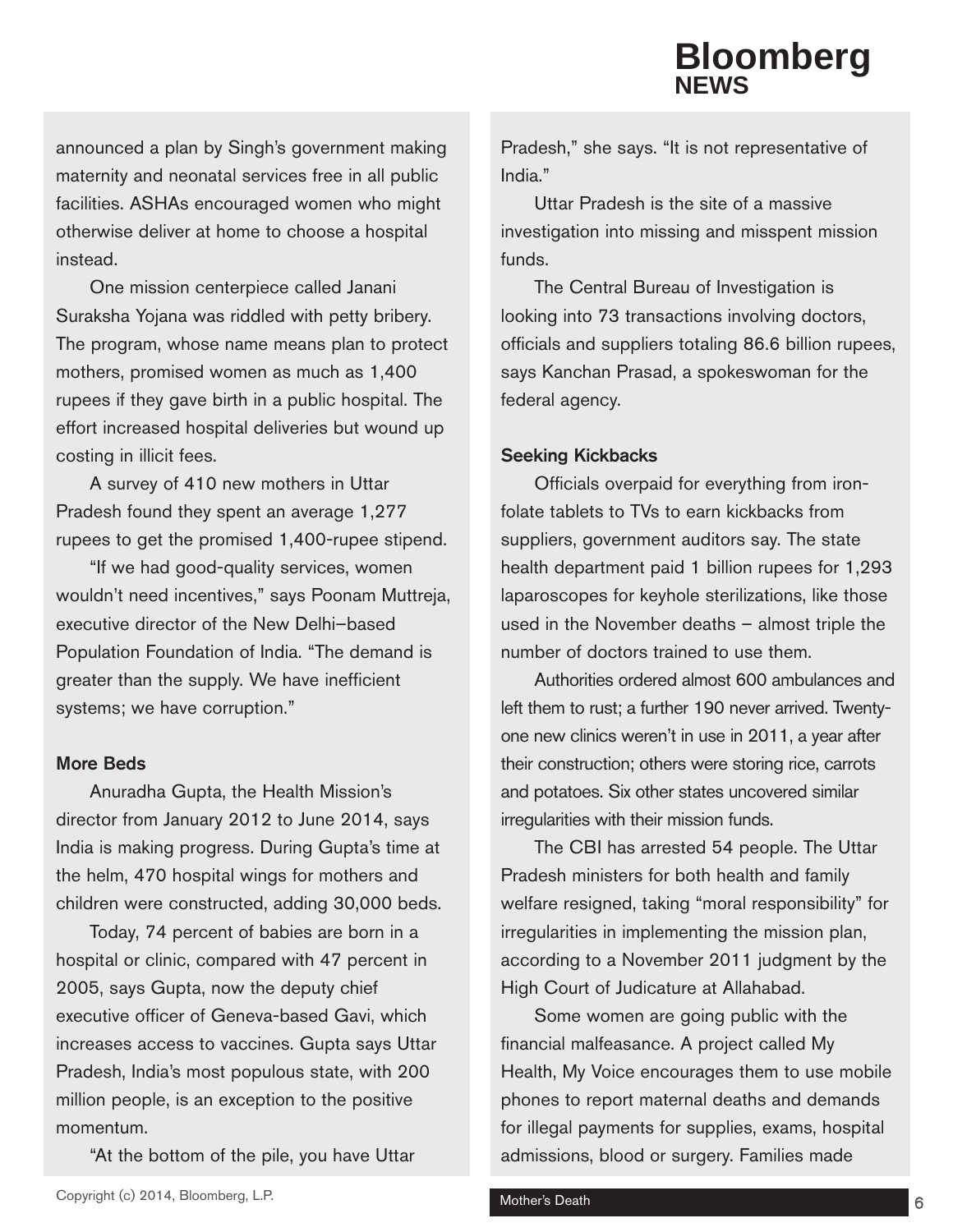announced a plan by Singh's government making maternity and neonatal services free in all public facilities. ASHAs encouraged women who might otherwise deliver at home to choose a hospital instead.

One mission centerpiece called Janani Suraksha Yojana was riddled with petty bribery. The program, whose name means plan to protect mothers, promised women as much as 1,400 rupees if they gave birth in a public hospital. The effort increased hospital deliveries but wound up costing in illicit fees.

A survey of 410 new mothers in Uttar Pradesh found they spent an average 1,277 rupees to get the promised 1,400-rupee stipend.

"If we had good-quality services, women wouldn't need incentives," says Poonam Muttreja, executive director of the New Delhi–based Population Foundation of India. "The demand is greater than the supply. We have inefficient systems; we have corruption."

### More Beds

Anuradha Gupta, the Health Mission's director from January 2012 to June 2014, says India is making progress. During Gupta's time at the helm, 470 hospital wings for mothers and children were constructed, adding 30,000 beds.

Today, 74 percent of babies are born in a hospital or clinic, compared with 47 percent in 2005, says Gupta, now the deputy chief executive officer of Geneva-based Gavi, which increases access to vaccines. Gupta says Uttar Pradesh, India's most populous state, with 200 million people, is an exception to the positive momentum.

"At the bottom of the pile, you have Uttar Pradesh," she says. "It is not representative of India."

Uttar Pradesh is the site of a massive investigation into missing and misspent mission funds.

The Central Bureau of Investigation is looking into 73 transactions involving doctors, officials and suppliers totaling 86.6 billion rupees, says Kanchan Prasad, a spokeswoman for the federal agency.

### Seeking Kickbacks

Officials overpaid for everything from iron-folate tablets to TVs to earn kickbacks from suppliers, government auditors say. The state health department paid 1 billion rupees for 1,293 laparoscopes for keyhole sterilizations, like those used in the November deaths – almost triple the number of doctors trained to use them.

Authorities ordered almost 600 ambulances and left them to rust; a further 190 never arrived. Twenty-one new clinics weren't in use in 2011, a year after their construction; others were storing rice, carrots and potatoes. Six other states uncovered similar irregularities with their mission funds.

The CBI has arrested 54 people. The Uttar Pradesh ministers for both health and family welfare resigned, taking "moral responsibility" for irregularities in implementing the mission plan, according to a November 2011 judgment by the High Court of Judicature at Allahabad.

Some women are going public with the financial malfeasance. A project called My Health, My Voice encourages them to use mobile phones to report maternal deaths and demands for illegal payments for supplies, exams, hospital admissions, blood or surgery. Families made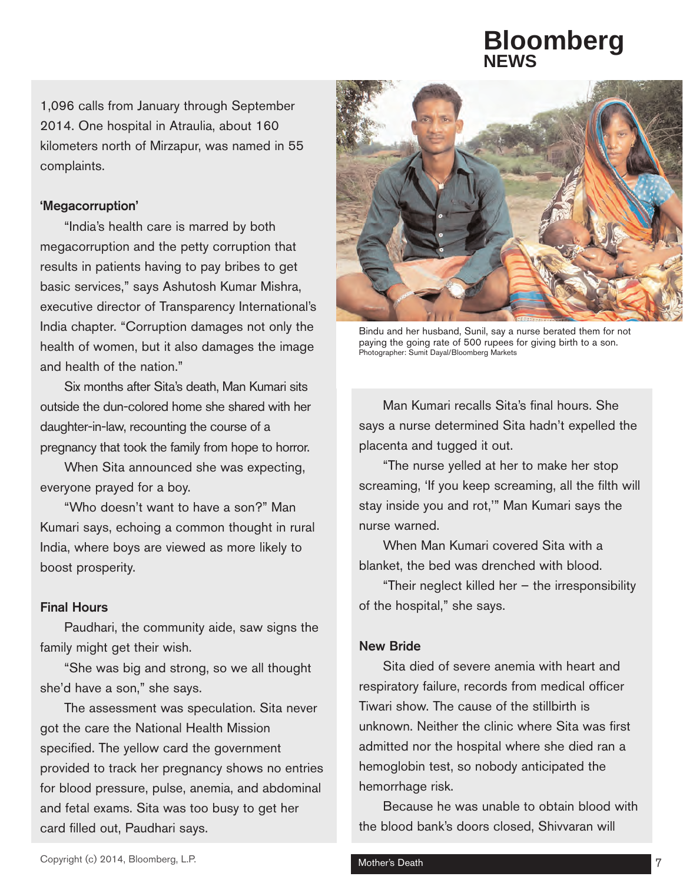1,096 calls from January through September 2014. One hospital in Atraulia, about 160 kilometers north of Mirzapur, was named in 55 complaints.

### 'Megacorruption'

"India's health care is marred by both megacorruption and the petty corruption that results in patients having to pay bribes to get basic services," says Ashutosh Kumar Mishra, executive director of Transparency International's India chapter. "Corruption damages not only the health of women, but it also damages the image and health of the nation."

Six months after Sita's death, Man Kumari sits outside the dun-colored home she shared with her daughter-in-law, recounting the course of a pregnancy that took the family from hope to horror.

When Sita announced she was expecting, everyone prayed for a boy.

"Who doesn't want to have a son?" Man Kumari says, echoing a common thought in rural India, where boys are viewed as more likely to boost prosperity.

### Final Hours

Paudhari, the community aide, saw signs the family might get their wish.

"She was big and strong, so we all thought she'd have a son," she says.

The assessment was speculation. Sita never got the care the National Health Mission specified. The yellow card the government provided to track her pregnancy shows no entries for blood pressure, pulse, anemia, and abdominal and fetal exams. Sita was too busy to get her card filled out, Paudhari says.

Bindu and her husband, Sunil, say a nurse berated them for not paying the going rate of 500 rupees for giving birth to a son.
Photographer: Sumit Dayal/Bloomberg Markets

Man Kumari recalls Sita's final hours. She says a nurse determined Sita hadn't expelled the placenta and tugged it out.

"The nurse yelled at her to make her stop screaming, 'If you keep screaming, all the filth will stay inside you and rot,'" Man Kumari says the nurse warned.

When Man Kumari covered Sita with a blanket, the bed was drenched with blood.

"Their neglect killed her – the irresponsibility of the hospital," she says.

### New Bride

Sita died of severe anemia with heart and respiratory failure, records from medical officer Tiwari show. The cause of the stillbirth is unknown. Neither the clinic where Sita was first admitted nor the hospital where she died ran a hemoglobin test, so nobody anticipated the hemorrhage risk.

Because he was unable to obtain blood with the blood bank's doors closed, Shivvaran will

Copyright (c) 2014, Bloomberg, L.P.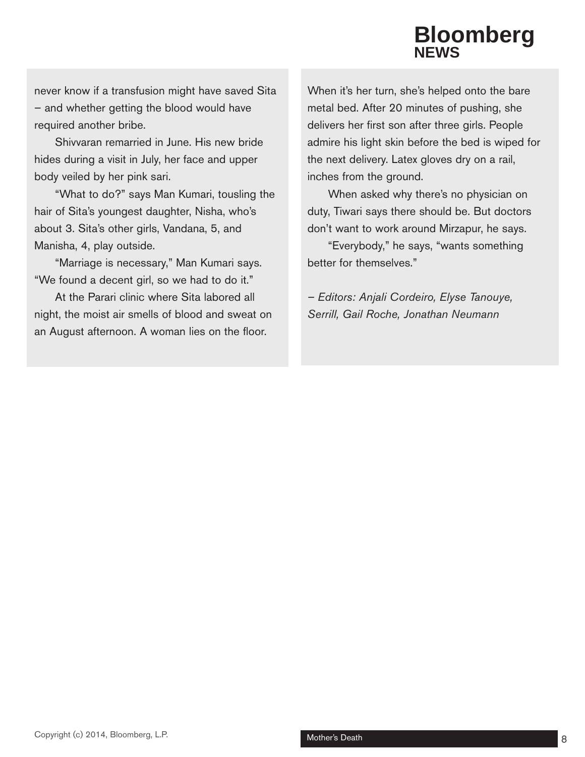never know if a transfusion might have saved Sita – and whether getting the blood would have required another bribe.

Shivvaran remarried in June. His new bride hides during a visit in July, her face and upper body veiled by her pink sari.

"What to do?" says Man Kumari, tousling the hair of Sita's youngest daughter, Nisha, who's about 3. Sita's other girls, Vandana, 5, and Manisha, 4, play outside.

"Marriage is necessary," Man Kumari says. "We found a decent girl, so we had to do it."

At the Parari clinic where Sita labored all night, the moist air smells of blood and sweat on an August afternoon. A woman lies on the floor. When it's her turn, she's helped onto the bare metal bed. After 20 minutes of pushing, she delivers her first son after three girls. People admire his light skin before the bed is wiped for the next delivery. Latex gloves dry on a rail, inches from the ground.

When asked why there's no physician on duty, Tiwari says there should be. But doctors don't want to work around Mirzapur, he says.

"Everybody," he says, "wants something better for themselves."

*– Editors: Anjali Cordeiro, Elyse Tanouye, Serrill, Gail Roche, Jonathan Neumann*

Copyright (c) 2014, Bloomberg, L.P.